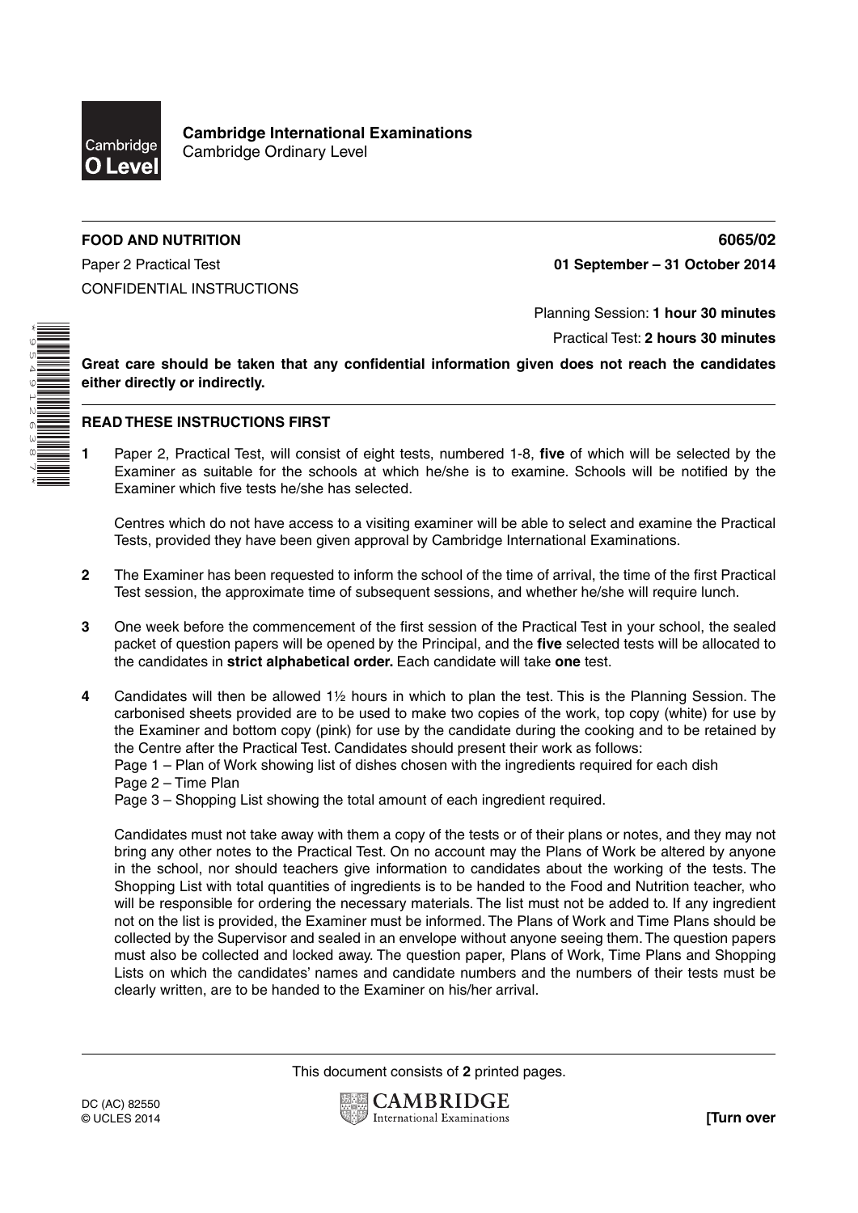**Cambridge International Examinations**
Cambridge Ordinary Level

**FOOD AND NUTRITION** **6065/02**

Paper 2 Practical Test **01 September – 31 October 2014**

CONFIDENTIAL INSTRUCTIONS

Planning Session: **1 hour 30 minutes**

Practical Test: **2 hours 30 minutes**

**Great care should be taken that any confidential information given does not reach the candidates either directly or indirectly.**

**READ THESE INSTRUCTIONS FIRST**

**1** Paper 2, Practical Test, will consist of eight tests, numbered 1-8, **five** of which will be selected by the Examiner as suitable for the schools at which he/she is to examine. Schools will be notified by the Examiner which five tests he/she has selected.

Centres which do not have access to a visiting examiner will be able to select and examine the Practical Tests, provided they have been given approval by Cambridge International Examinations.

**2** The Examiner has been requested to inform the school of the time of arrival, the time of the first Practical Test session, the approximate time of subsequent sessions, and whether he/she will require lunch.

**3** One week before the commencement of the first session of the Practical Test in your school, the sealed packet of question papers will be opened by the Principal, and the **five** selected tests will be allocated to the candidates in **strict alphabetical order.** Each candidate will take **one** test.

**4** Candidates will then be allowed 1½ hours in which to plan the test. This is the Planning Session. The carbonised sheets provided are to be used to make two copies of the work, top copy (white) for use by the Examiner and bottom copy (pink) for use by the candidate during the cooking and to be retained by the Centre after the Practical Test. Candidates should present their work as follows:

Page 1 – Plan of Work showing list of dishes chosen with the ingredients required for each dish
Page 2 – Time Plan
Page 3 – Shopping List showing the total amount of each ingredient required.

Candidates must not take away with them a copy of the tests or of their plans or notes, and they may not bring any other notes to the Practical Test. On no account may the Plans of Work be altered by anyone in the school, nor should teachers give information to candidates about the working of the tests. The Shopping List with total quantities of ingredients is to be handed to the Food and Nutrition teacher, who will be responsible for ordering the necessary materials. The list must not be added to. If any ingredient not on the list is provided, the Examiner must be informed. The Plans of Work and Time Plans should be collected by the Supervisor and sealed in an envelope without anyone seeing them. The question papers must also be collected and locked away. The question paper, Plans of Work, Time Plans and Shopping Lists on which the candidates' names and candidate numbers and the numbers of their tests must be clearly written, are to be handed to the Examiner on his/her arrival.

This document consists of **2** printed pages.

DC (AC) 82550
© UCLES 2014

**[Turn over**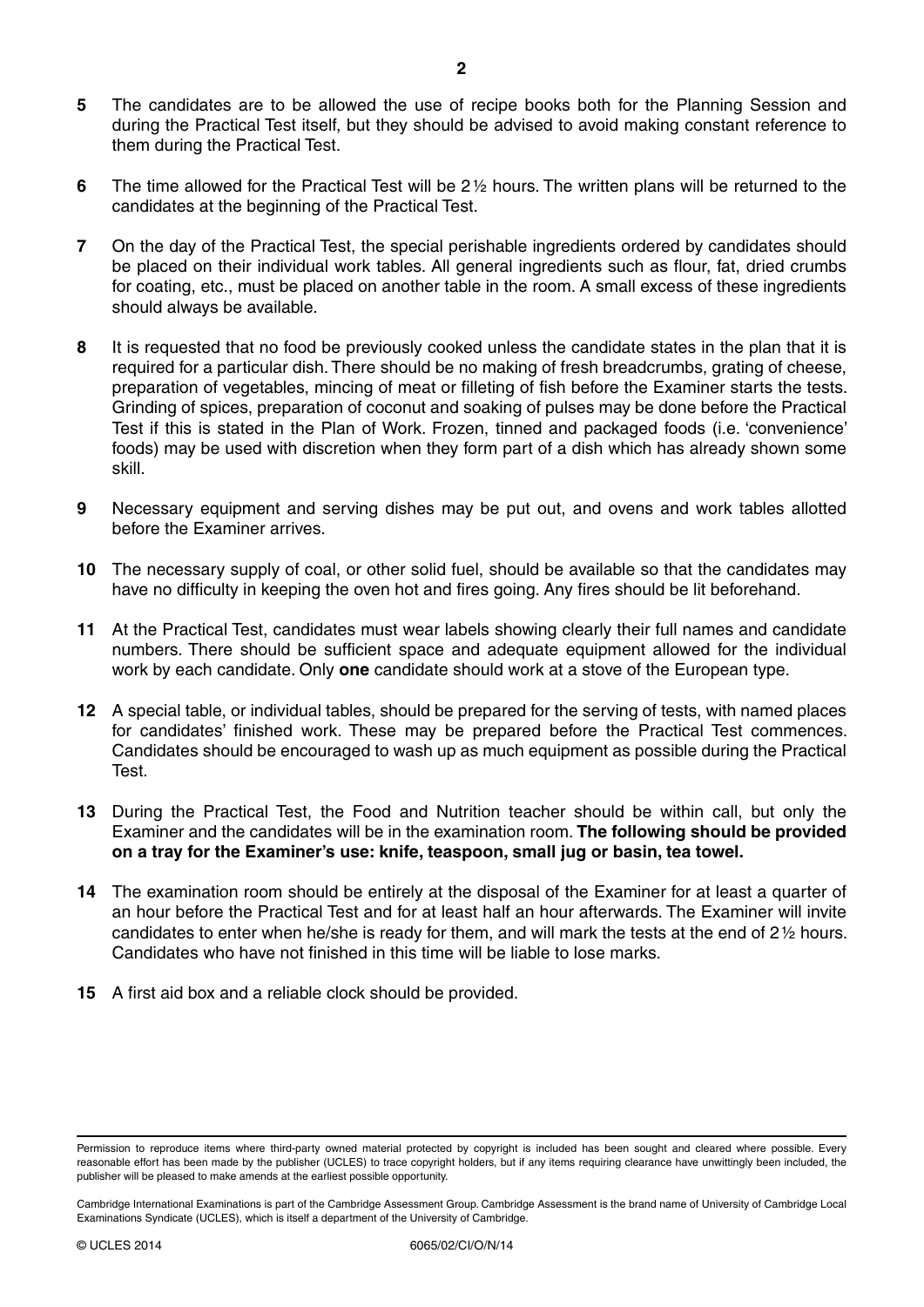5 The candidates are to be allowed the use of recipe books both for the Planning Session and during the Practical Test itself, but they should be advised to avoid making constant reference to them during the Practical Test.

6 The time allowed for the Practical Test will be 2½ hours. The written plans will be returned to the candidates at the beginning of the Practical Test.

7 On the day of the Practical Test, the special perishable ingredients ordered by candidates should be placed on their individual work tables. All general ingredients such as flour, fat, dried crumbs for coating, etc., must be placed on another table in the room. A small excess of these ingredients should always be available.

8 It is requested that no food be previously cooked unless the candidate states in the plan that it is required for a particular dish. There should be no making of fresh breadcrumbs, grating of cheese, preparation of vegetables, mincing of meat or filleting of fish before the Examiner starts the tests. Grinding of spices, preparation of coconut and soaking of pulses may be done before the Practical Test if this is stated in the Plan of Work. Frozen, tinned and packaged foods (i.e. 'convenience' foods) may be used with discretion when they form part of a dish which has already shown some skill.

9 Necessary equipment and serving dishes may be put out, and ovens and work tables allotted before the Examiner arrives.

10 The necessary supply of coal, or other solid fuel, should be available so that the candidates may have no difficulty in keeping the oven hot and fires going. Any fires should be lit beforehand.

11 At the Practical Test, candidates must wear labels showing clearly their full names and candidate numbers. There should be sufficient space and adequate equipment allowed for the individual work by each candidate. Only **one** candidate should work at a stove of the European type.

12 A special table, or individual tables, should be prepared for the serving of tests, with named places for candidates' finished work. These may be prepared before the Practical Test commences. Candidates should be encouraged to wash up as much equipment as possible during the Practical Test.

13 During the Practical Test, the Food and Nutrition teacher should be within call, but only the Examiner and the candidates will be in the examination room. **The following should be provided on a tray for the Examiner's use: knife, teaspoon, small jug or basin, tea towel.**

14 The examination room should be entirely at the disposal of the Examiner for at least a quarter of an hour before the Practical Test and for at least half an hour afterwards. The Examiner will invite candidates to enter when he/she is ready for them, and will mark the tests at the end of 2½ hours. Candidates who have not finished in this time will be liable to lose marks.

15 A first aid box and a reliable clock should be provided.

Permission to reproduce items where third-party owned material protected by copyright is included has been sought and cleared where possible. Every reasonable effort has been made by the publisher (UCLES) to trace copyright holders, but if any items requiring clearance have unwittingly been included, the publisher will be pleased to make amends at the earliest possible opportunity.

Cambridge International Examinations is part of the Cambridge Assessment Group. Cambridge Assessment is the brand name of University of Cambridge Local Examinations Syndicate (UCLES), which is itself a department of the University of Cambridge.

© UCLES 2014 6065/02/CI/O/N/14